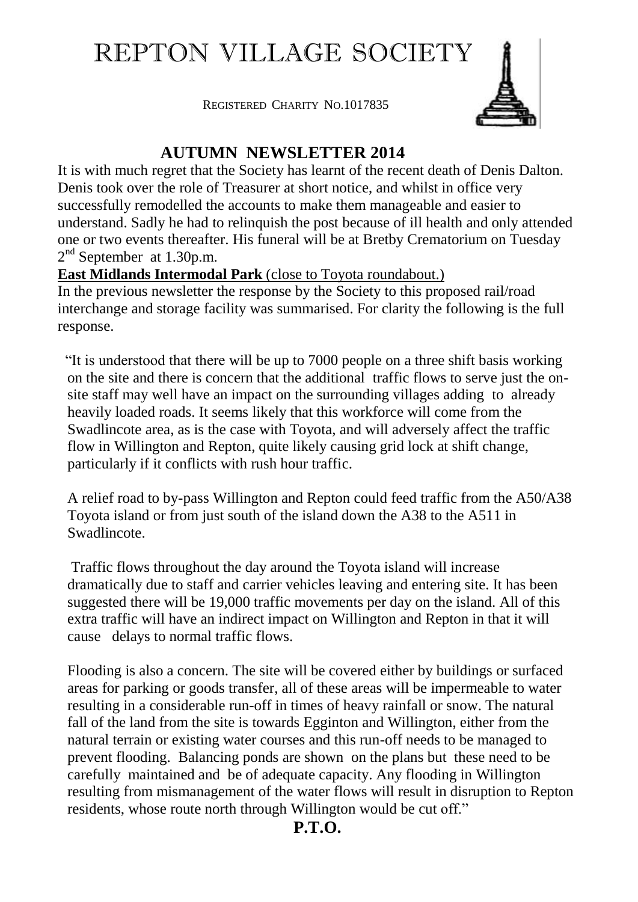# REPTON VILLAGE SOCIETY

REGISTERED CHARITY NO.1017835

## AUTUMN NEWSLETTER 2014

It is with much regret that the Society has learnt of the recent death of Denis Dalton. Denis took over the role of Treasurer at short notice, and whilst in office very successfully remodelled the accounts to make them manageable and easier to understand. Sadly he had to relinquish the post because of ill health and only attended one or two events thereafter. His funeral will be at Bretby Crematorium on Tuesday 2nd September at 1.30p.m.

**East Midlands Intermodal Park** (close to Toyota roundabout.)

In the previous newsletter the response by the Society to this proposed rail/road interchange and storage facility was summarised. For clarity the following is the full response.

"It is understood that there will be up to 7000 people on a three shift basis working on the site and there is concern that the additional traffic flows to serve just the on-site staff may well have an impact on the surrounding villages adding to already heavily loaded roads. It seems likely that this workforce will come from the Swadlincote area, as is the case with Toyota, and will adversely affect the traffic flow in Willington and Repton, quite likely causing grid lock at shift change, particularly if it conflicts with rush hour traffic.

A relief road to by-pass Willington and Repton could feed traffic from the A50/A38 Toyota island or from just south of the island down the A38 to the A511 in Swadlincote.

Traffic flows throughout the day around the Toyota island will increase dramatically due to staff and carrier vehicles leaving and entering site. It has been suggested there will be 19,000 traffic movements per day on the island. All of this extra traffic will have an indirect impact on Willington and Repton in that it will cause delays to normal traffic flows.

Flooding is also a concern. The site will be covered either by buildings or surfaced areas for parking or goods transfer, all of these areas will be impermeable to water resulting in a considerable run-off in times of heavy rainfall or snow. The natural fall of the land from the site is towards Egginton and Willington, either from the natural terrain or existing water courses and this run-off needs to be managed to prevent flooding. Balancing ponds are shown on the plans but these need to be carefully maintained and be of adequate capacity. Any flooding in Willington resulting from mismanagement of the water flows will result in disruption to Repton residents, whose route north through Willington would be cut off."

**P.T.O.**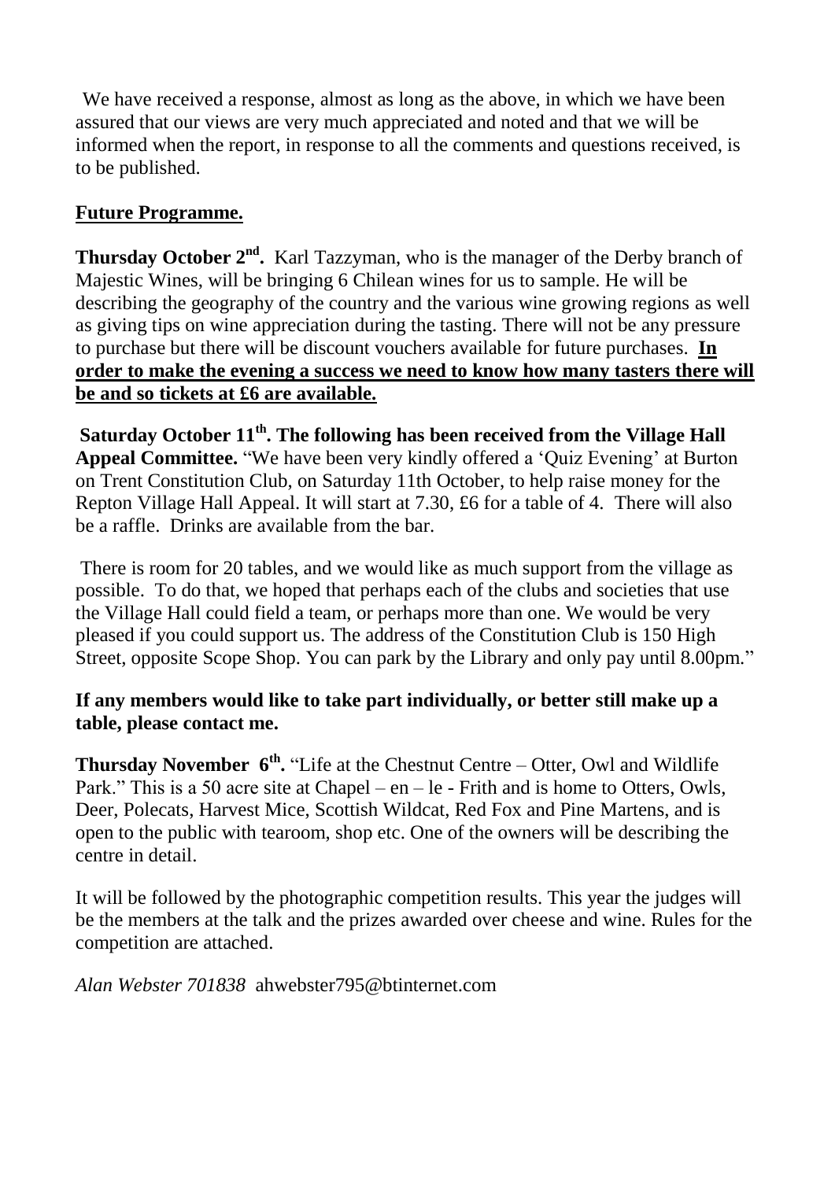We have received a response, almost as long as the above, in which we have been assured that our views are very much appreciated and noted and that we will be informed when the report, in response to all the comments and questions received, is to be published.

## Future Programme.

**Thursday October 2nd.** Karl Tazzyman, who is the manager of the Derby branch of Majestic Wines, will be bringing 6 Chilean wines for us to sample. He will be describing the geography of the country and the various wine growing regions as well as giving tips on wine appreciation during the tasting. There will not be any pressure to purchase but there will be discount vouchers available for future purchases. **In order to make the evening a success we need to know how many tasters there will be and so tickets at £6 are available.**

**Saturday October 11th. The following has been received from the Village Hall Appeal Committee.** "We have been very kindly offered a 'Quiz Evening' at Burton on Trent Constitution Club, on Saturday 11th October, to help raise money for the Repton Village Hall Appeal. It will start at 7.30, £6 for a table of 4. There will also be a raffle. Drinks are available from the bar.

There is room for 20 tables, and we would like as much support from the village as possible. To do that, we hoped that perhaps each of the clubs and societies that use the Village Hall could field a team, or perhaps more than one. We would be very pleased if you could support us. The address of the Constitution Club is 150 High Street, opposite Scope Shop. You can park by the Library and only pay until 8.00pm."

**If any members would like to take part individually, or better still make up a table, please contact me.**

**Thursday November 6th.** "Life at the Chestnut Centre – Otter, Owl and Wildlife Park." This is a 50 acre site at Chapel – en – le - Frith and is home to Otters, Owls, Deer, Polecats, Harvest Mice, Scottish Wildcat, Red Fox and Pine Martens, and is open to the public with tearoom, shop etc. One of the owners will be describing the centre in detail.

It will be followed by the photographic competition results. This year the judges will be the members at the talk and the prizes awarded over cheese and wine. Rules for the competition are attached.

*Alan Webster 701838* ahwebster795@btinternet.com